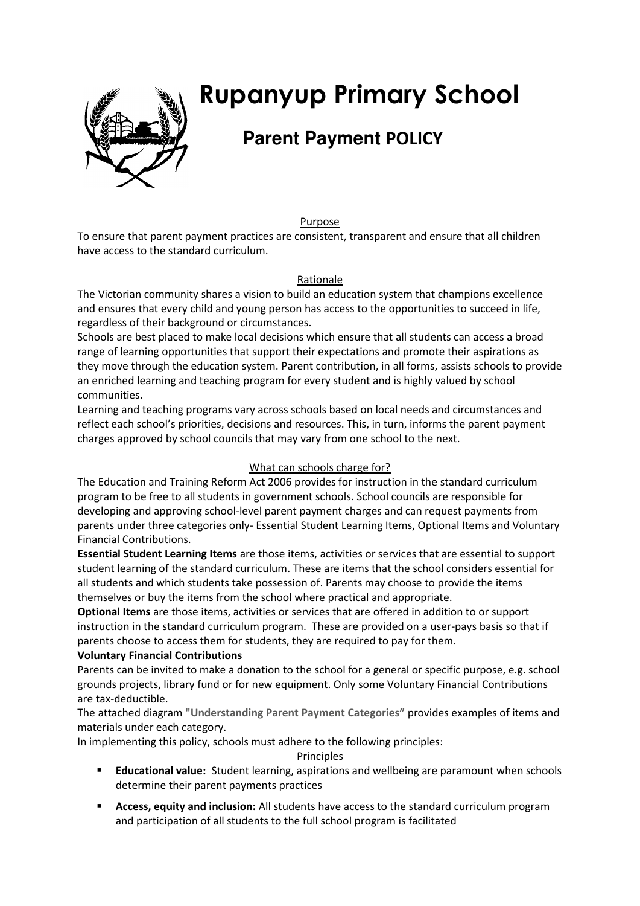# Rupanyup Primary School

## Parent Payment POLICY

### Purpose

To ensure that parent payment practices are consistent, transparent and ensure that all children have access to the standard curriculum.

### Rationale

The Victorian community shares a vision to build an education system that champions excellence and ensures that every child and young person has access to the opportunities to succeed in life, regardless of their background or circumstances.

Schools are best placed to make local decisions which ensure that all students can access a broad range of learning opportunities that support their expectations and promote their aspirations as they move through the education system. Parent contribution, in all forms, assists schools to provide an enriched learning and teaching program for every student and is highly valued by school communities.

Learning and teaching programs vary across schools based on local needs and circumstances and reflect each school's priorities, decisions and resources. This, in turn, informs the parent payment charges approved by school councils that may vary from one school to the next.

### What can schools charge for?

The Education and Training Reform Act 2006 provides for instruction in the standard curriculum program to be free to all students in government schools. School councils are responsible for developing and approving school-level parent payment charges and can request payments from parents under three categories only- Essential Student Learning Items, Optional Items and Voluntary Financial Contributions.

**Essential Student Learning Items** are those items, activities or services that are essential to support student learning of the standard curriculum. These are items that the school considers essential for all students and which students take possession of. Parents may choose to provide the items themselves or buy the items from the school where practical and appropriate.

**Optional Items** are those items, activities or services that are offered in addition to or support instruction in the standard curriculum program. These are provided on a user-pays basis so that if parents choose to access them for students, they are required to pay for them.

**Voluntary Financial Contributions**

Parents can be invited to make a donation to the school for a general or specific purpose, e.g. school grounds projects, library fund or for new equipment. Only some Voluntary Financial Contributions are tax-deductible.

The attached diagram **"Understanding Parent Payment Categories"** provides examples of items and materials under each category.

In implementing this policy, schools must adhere to the following principles:

### Principles

- **Educational value:** Student learning, aspirations and wellbeing are paramount when schools determine their parent payments practices
- **Access, equity and inclusion:** All students have access to the standard curriculum program and participation of all students to the full school program is facilitated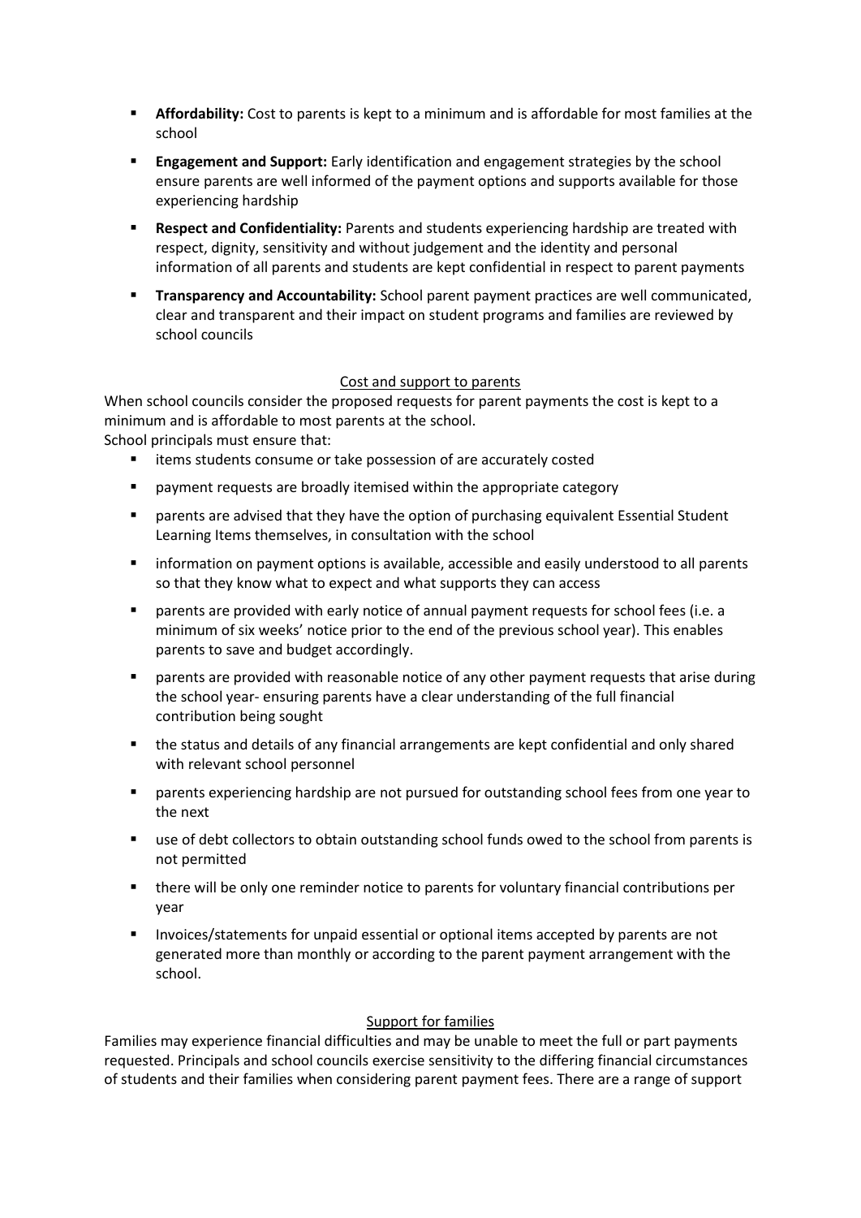- **Affordability:** Cost to parents is kept to a minimum and is affordable for most families at the school
- **Engagement and Support:** Early identification and engagement strategies by the school ensure parents are well informed of the payment options and supports available for those experiencing hardship
- **Respect and Confidentiality:** Parents and students experiencing hardship are treated with respect, dignity, sensitivity and without judgement and the identity and personal information of all parents and students are kept confidential in respect to parent payments
- **Transparency and Accountability:** School parent payment practices are well communicated, clear and transparent and their impact on student programs and families are reviewed by school councils

## Cost and support to parents

When school councils consider the proposed requests for parent payments the cost is kept to a minimum and is affordable to most parents at the school.
School principals must ensure that:

- items students consume or take possession of are accurately costed
- payment requests are broadly itemised within the appropriate category
- parents are advised that they have the option of purchasing equivalent Essential Student Learning Items themselves, in consultation with the school
- information on payment options is available, accessible and easily understood to all parents so that they know what to expect and what supports they can access
- parents are provided with early notice of annual payment requests for school fees (i.e. a minimum of six weeks' notice prior to the end of the previous school year). This enables parents to save and budget accordingly.
- parents are provided with reasonable notice of any other payment requests that arise during the school year- ensuring parents have a clear understanding of the full financial contribution being sought
- the status and details of any financial arrangements are kept confidential and only shared with relevant school personnel
- parents experiencing hardship are not pursued for outstanding school fees from one year to the next
- use of debt collectors to obtain outstanding school funds owed to the school from parents is not permitted
- there will be only one reminder notice to parents for voluntary financial contributions per year
- Invoices/statements for unpaid essential or optional items accepted by parents are not generated more than monthly or according to the parent payment arrangement with the school.

## Support for families

Families may experience financial difficulties and may be unable to meet the full or part payments requested. Principals and school councils exercise sensitivity to the differing financial circumstances of students and their families when considering parent payment fees. There are a range of support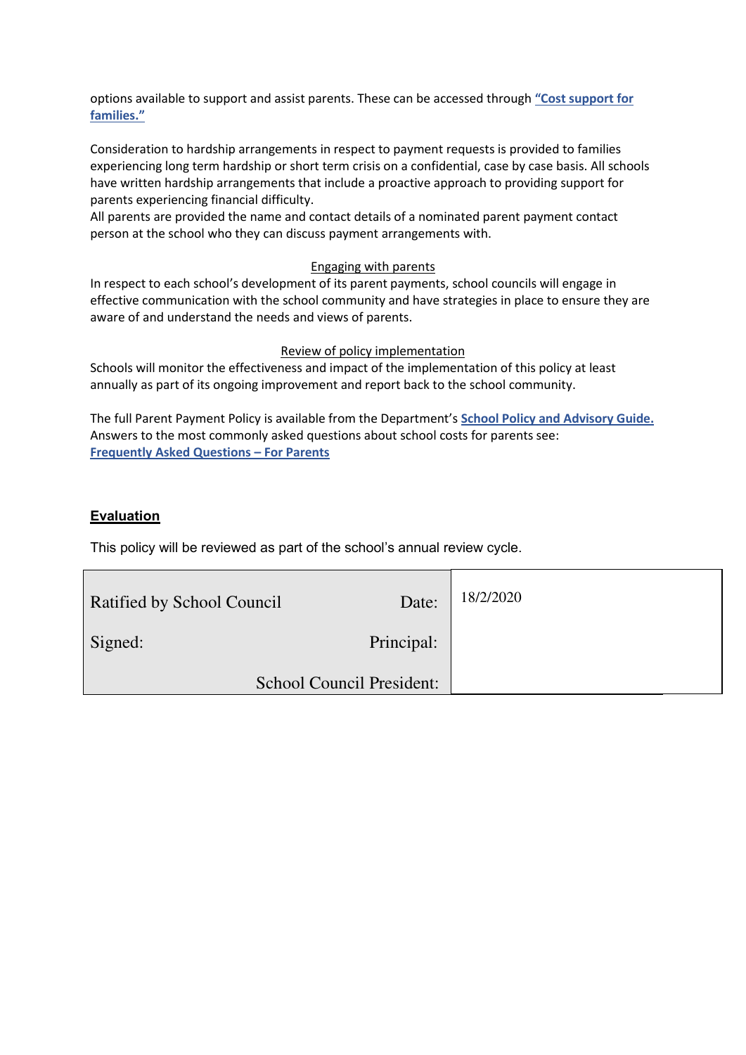options available to support and assist parents. These can be accessed through **“Cost support for families.”**

Consideration to hardship arrangements in respect to payment requests is provided to families experiencing long term hardship or short term crisis on a confidential, case by case basis. All schools have written hardship arrangements that include a proactive approach to providing support for parents experiencing financial difficulty.
All parents are provided the name and contact details of a nominated parent payment contact person at the school who they can discuss payment arrangements with.

Engaging with parents

In respect to each school’s development of its parent payments, school councils will engage in effective communication with the school community and have strategies in place to ensure they are aware of and understand the needs and views of parents.

Review of policy implementation

Schools will monitor the effectiveness and impact of the implementation of this policy at least annually as part of its ongoing improvement and report back to the school community.

The full Parent Payment Policy is available from the Department’s **School Policy and Advisory Guide.**
Answers to the most commonly asked questions about school costs for parents see:
**Frequently Asked Questions – For Parents**

## Evaluation

This policy will be reviewed as part of the school’s annual review cycle.

| | | |
|---|---|---|
| Ratified by School Council | Date: | 18/2/2020 |
| Signed: | Principal: | |
| | School Council President: | |